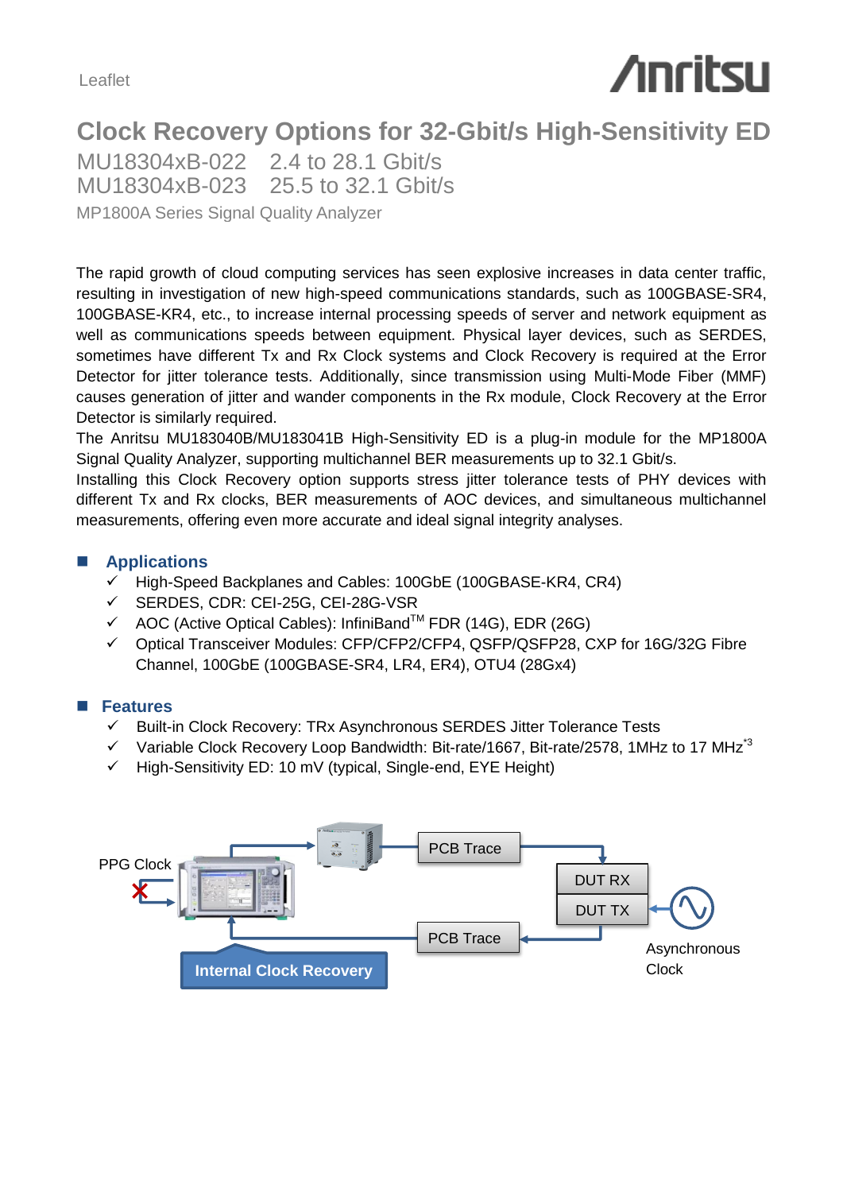Leaflet

# Clock Recovery Options for 32-Gbit/s High-Sensitivity ED

MU18304xB-022　2.4 to 28.1 Gbit/s
MU18304xB-023　25.5 to 32.1 Gbit/s

MP1800A Series Signal Quality Analyzer

The rapid growth of cloud computing services has seen explosive increases in data center traffic, resulting in investigation of new high-speed communications standards, such as 100GBASE-SR4, 100GBASE-KR4, etc., to increase internal processing speeds of server and network equipment as well as communications speeds between equipment. Physical layer devices, such as SERDES, sometimes have different Tx and Rx Clock systems and Clock Recovery is required at the Error Detector for jitter tolerance tests. Additionally, since transmission using Multi-Mode Fiber (MMF) causes generation of jitter and wander components in the Rx module, Clock Recovery at the Error Detector is similarly required.
The Anritsu MU183040B/MU183041B High-Sensitivity ED is a plug-in module for the MP1800A Signal Quality Analyzer, supporting multichannel BER measurements up to 32.1 Gbit/s.
Installing this Clock Recovery option supports stress jitter tolerance tests of PHY devices with different Tx and Rx clocks, BER measurements of AOC devices, and simultaneous multichannel measurements, offering even more accurate and ideal signal integrity analyses.

## Applications

- ✓ High-Speed Backplanes and Cables: 100GbE (100GBASE-KR4, CR4)
- ✓ SERDES, CDR: CEI-25G, CEI-28G-VSR
- ✓ AOC (Active Optical Cables): InfiniBand™ FDR (14G), EDR (26G)
- ✓ Optical Transceiver Modules: CFP/CFP2/CFP4, QSFP/QSFP28, CXP for 16G/32G Fibre Channel, 100GbE (100GBASE-SR4, LR4, ER4), OTU4 (28Gx4)

## Features

- ✓ Built-in Clock Recovery: TRx Asynchronous SERDES Jitter Tolerance Tests
- ✓ Variable Clock Recovery Loop Bandwidth: Bit-rate/1667, Bit-rate/2578, 1MHz to 17 MHz[*3]
- ✓ High-Sensitivity ED: 10 mV (typical, Single-end, EYE Height)

PPG Clock　PCB Trace　DUT RX　DUT TX　PCB Trace　Internal Clock Recovery　Asynchronous Clock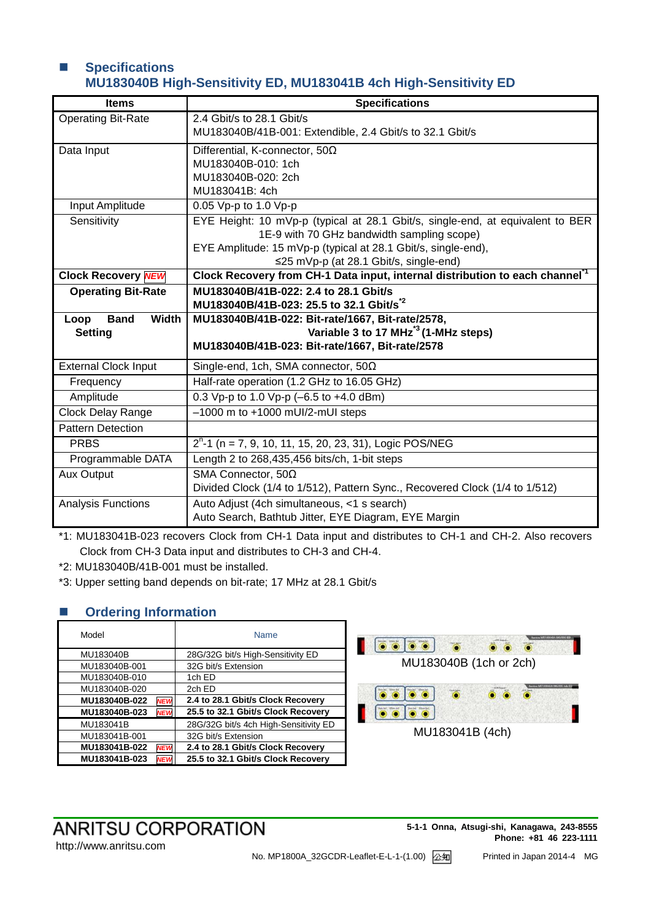## Specifications
## MU183040B High-Sensitivity ED, MU183041B 4ch High-Sensitivity ED

| Items | Specifications |
|---|---|
| Operating Bit-Rate | 2.4 Gbit/s to 28.1 Gbit/s<br>MU183040B/41B-001: Extendible, 2.4 Gbit/s to 32.1 Gbit/s |
| Data Input | Differential, K-connector, 50Ω<br>MU183040B-010: 1ch<br>MU183040B-020: 2ch<br>MU183041B: 4ch |
| Input Amplitude | 0.05 Vp-p to 1.0 Vp-p |
| Sensitivity | EYE Height: 10 mVp-p (typical at 28.1 Gbit/s, single-end, at equivalent to BER 1E-9 with 70 GHz bandwidth sampling scope)<br>EYE Amplitude: 15 mVp-p (typical at 28.1 Gbit/s, single-end),<br>≤25 mVp-p (at 28.1 Gbit/s, single-end) |
| **Clock Recovery** NEW | **Clock Recovery from CH-1 Data input, internal distribution to each channel**[*1] |
| **Operating Bit-Rate** | **MU183040B/41B-022: 2.4 to 28.1 Gbit/s**<br>**MU183040B/41B-023: 25.5 to 32.1 Gbit/s**[*2] |
| **Loop Band Width Setting** | **MU183040B/41B-022: Bit-rate/1667, Bit-rate/2578, Variable 3 to 17 MHz**[*3] **(1-MHz steps)**<br>**MU183040B/41B-023: Bit-rate/1667, Bit-rate/2578** |
| External Clock Input | Single-end, 1ch, SMA connector, 50Ω |
| Frequency | Half-rate operation (1.2 GHz to 16.05 GHz) |
| Amplitude | 0.3 Vp-p to 1.0 Vp-p (–6.5 to +4.0 dBm) |
| Clock Delay Range | –1000 m to +1000 mUI/2-mUI steps |
| Pattern Detection | |
| PRBS | $2^n$-1 (n = 7, 9, 10, 11, 15, 20, 23, 31), Logic POS/NEG |
| Programmable DATA | Length 2 to 268,435,456 bits/ch, 1-bit steps |
| Aux Output | SMA Connector, 50Ω<br>Divided Clock (1/4 to 1/512), Pattern Sync., Recovered Clock (1/4 to 1/512) |
| Analysis Functions | Auto Adjust (4ch simultaneous, <1 s search)<br>Auto Search, Bathtub Jitter, EYE Diagram, EYE Margin |

*1: MU183041B-023 recovers Clock from CH-1 Data input and distributes to CH-1 and CH-2. Also recovers Clock from CH-3 Data input and distributes to CH-3 and CH-4.

*2: MU183040B/41B-001 must be installed.

*3: Upper setting band depends on bit-rate; 17 MHz at 28.1 Gbit/s

## Ordering Information

| Model | Name |
|---|---|
| MU183040B | 28G/32G bit/s High-Sensitivity ED |
| MU183040B-001 | 32G bit/s Extension |
| MU183040B-010 | 1ch ED |
| MU183040B-020 | 2ch ED |
| **MU183040B-022** NEW | **2.4 to 28.1 Gbit/s Clock Recovery** |
| **MU183040B-023** NEW | **25.5 to 32.1 Gbit/s Clock Recovery** |
| MU183041B | 28G/32G bit/s 4ch High-Sensitivity ED |
| MU183041B-001 | 32G bit/s Extension |
| **MU183041B-022** NEW | **2.4 to 28.1 Gbit/s Clock Recovery** |
| **MU183041B-023** NEW | **25.5 to 32.1 Gbit/s Clock Recovery** |

MU183040B (1ch or 2ch)

MU183041B (4ch)

ANRITSU CORPORATION
http://www.anritsu.com

5-1-1 Onna, Atsugi-shi, Kanagawa, 243-8555
Phone: +81 46 223-1111

No. MP1800A_32GCDR-Leaflet-E-L-1-(1.00) 公知 Printed in Japan 2014-4 MG